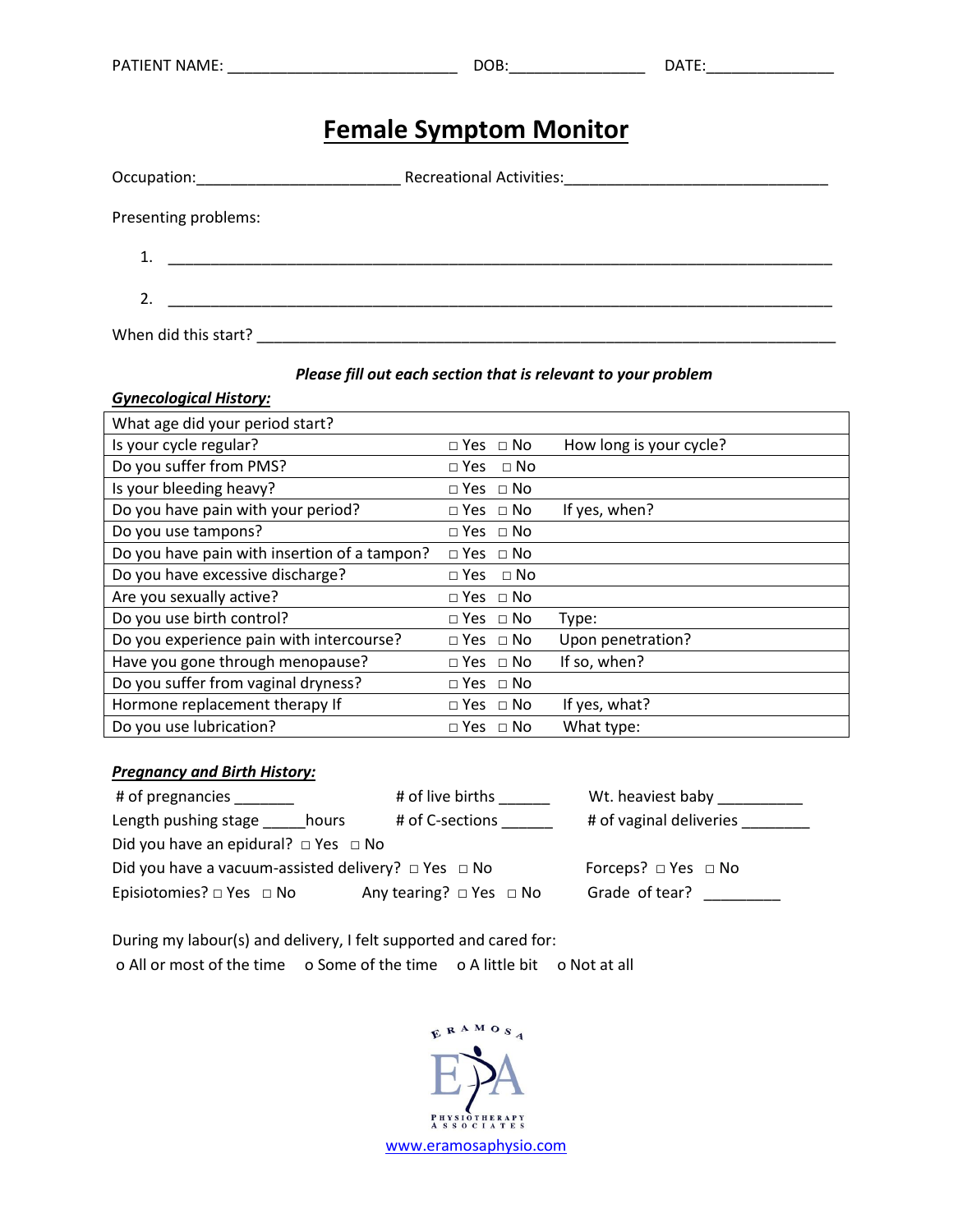PATIENT NAME: ___________________________ DOB:________________ DATE:_______________

# Female Symptom Monitor

Occupation:________________________ Recreational Activities:________________________________

Presenting problems:

1. ____________________________________________________________________________

2. ____________________________________________________________________________

When did this start? ______________________________________________________________________

***Please fill out each section that is relevant to your problem***

***Gynecological History:***

| What age did your period start? | | |
|---|---|---|
| Is your cycle regular? | □ Yes □ No | How long is your cycle? |
| Do you suffer from PMS? | □ Yes □ No | |
| Is your bleeding heavy? | □ Yes □ No | |
| Do you have pain with your period? | □ Yes □ No | If yes, when? |
| Do you use tampons? | □ Yes □ No | |
| Do you have pain with insertion of a tampon? | □ Yes □ No | |
| Do you have excessive discharge? | □ Yes □ No | |
| Are you sexually active? | □ Yes □ No | |
| Do you use birth control? | □ Yes □ No | Type: |
| Do you experience pain with intercourse? | □ Yes □ No | Upon penetration? |
| Have you gone through menopause? | □ Yes □ No | If so, when? |
| Do you suffer from vaginal dryness? | □ Yes □ No | |
| Hormone replacement therapy If | □ Yes □ No | If yes, what? |
| Do you use lubrication? | □ Yes □ No | What type: |

***Pregnancy and Birth History:***

# of pregnancies _______ # of live births ______ Wt. heaviest baby __________

Length pushing stage _____hours # of C-sections ______ # of vaginal deliveries ________

Did you have an epidural? □ Yes □ No

Did you have a vacuum-assisted delivery? □ Yes □ No Forceps? □ Yes □ No

Episiotomies? □ Yes □ No Any tearing? □ Yes □ No Grade of tear? _________

During my labour(s) and delivery, I felt supported and cared for:

o All or most of the time o Some of the time o A little bit o Not at all

ERAMOSA PHYSIOTHERAPY ASSOCIATES

www.eramosaphysio.com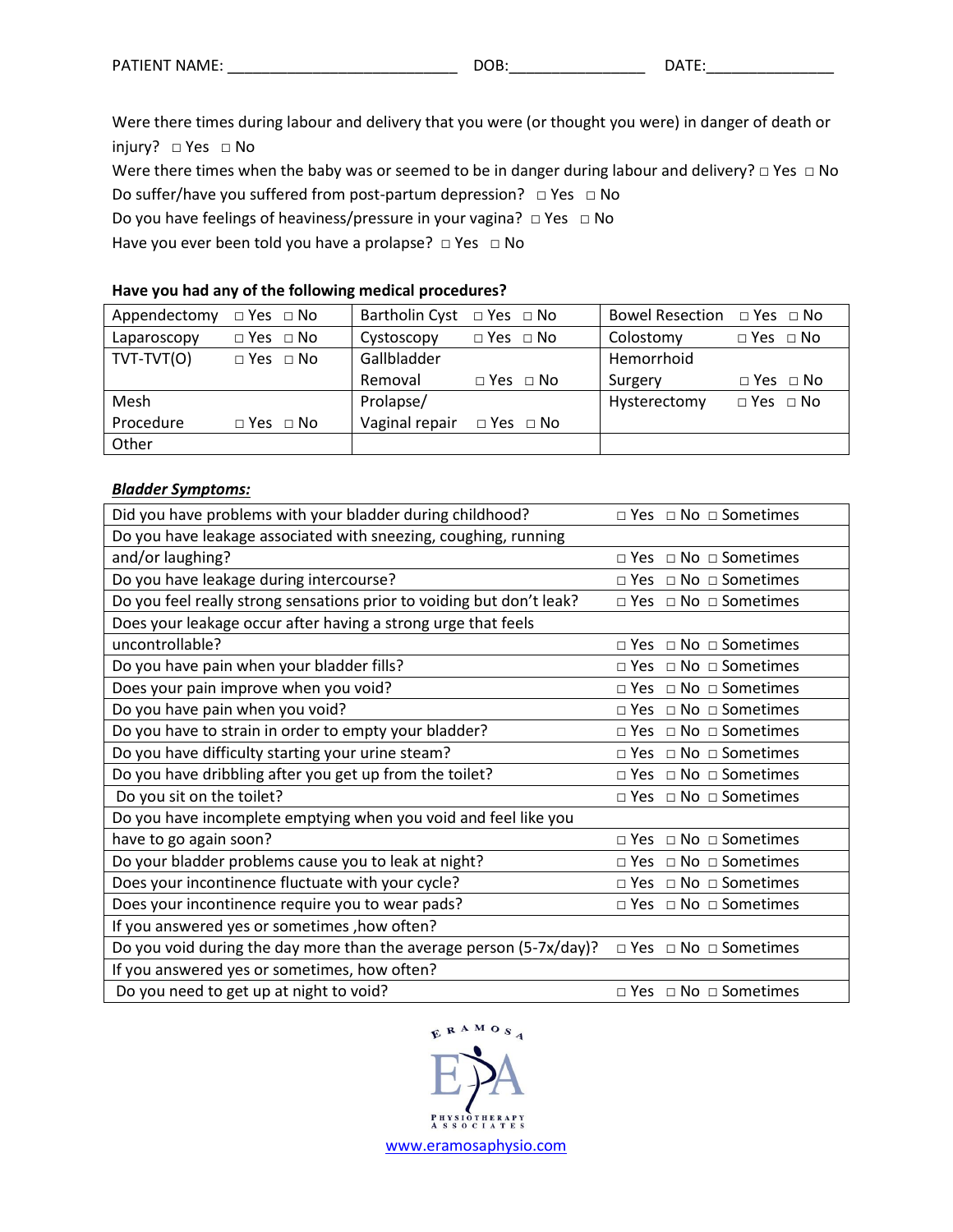PATIENT NAME: ___________________________ DOB:________________ DATE:_______________

Were there times during labour and delivery that you were (or thought you were) in danger of death or injury? □ Yes □ No

Were there times when the baby was or seemed to be in danger during labour and delivery? □ Yes □ No

Do suffer/have you suffered from post-partum depression? □ Yes □ No

Do you have feelings of heaviness/pressure in your vagina? □ Yes □ No

Have you ever been told you have a prolapse? □ Yes □ No

**Have you had any of the following medical procedures?**

| | | | | | |
|---|---|---|---|---|---|
| Appendectomy | □ Yes □ No | Bartholin Cyst | □ Yes □ No | Bowel Resection | □ Yes □ No |
| Laparoscopy | □ Yes □ No | Cystoscopy | □ Yes □ No | Colostomy | □ Yes □ No |
| TVT-TVT(O) | □ Yes □ No | Gallbladder Removal | □ Yes □ No | Hemorrhoid Surgery | □ Yes □ No |
| Mesh Procedure | □ Yes □ No | Prolapse/ Vaginal repair | □ Yes □ No | Hysterectomy | □ Yes □ No |
| Other | | | | | |

***Bladder Symptoms:***

| | |
|---|---|
| Did you have problems with your bladder during childhood? | □ Yes □ No □ Sometimes |
| Do you have leakage associated with sneezing, coughing, running and/or laughing? | □ Yes □ No □ Sometimes |
| Do you have leakage during intercourse? | □ Yes □ No □ Sometimes |
| Do you feel really strong sensations prior to voiding but don't leak? | □ Yes □ No □ Sometimes |
| Does your leakage occur after having a strong urge that feels uncontrollable? | □ Yes □ No □ Sometimes |
| Do you have pain when your bladder fills? | □ Yes □ No □ Sometimes |
| Does your pain improve when you void? | □ Yes □ No □ Sometimes |
| Do you have pain when you void? | □ Yes □ No □ Sometimes |
| Do you have to strain in order to empty your bladder? | □ Yes □ No □ Sometimes |
| Do you have difficulty starting your urine steam? | □ Yes □ No □ Sometimes |
| Do you have dribbling after you get up from the toilet? | □ Yes □ No □ Sometimes |
| Do you sit on the toilet? | □ Yes □ No □ Sometimes |
| Do you have incomplete emptying when you void and feel like you have to go again soon? | □ Yes □ No □ Sometimes |
| Do your bladder problems cause you to leak at night? | □ Yes □ No □ Sometimes |
| Does your incontinence fluctuate with your cycle? | □ Yes □ No □ Sometimes |
| Does your incontinence require you to wear pads? | □ Yes □ No □ Sometimes |
| If you answered yes or sometimes ,how often? | |
| Do you void during the day more than the average person (5-7x/day)? | □ Yes □ No □ Sometimes |
| If you answered yes or sometimes, how often? | |
| Do you need to get up at night to void? | □ Yes □ No □ Sometimes |

ERAMOSA PHYSIOTHERAPY ASSOCIATES

www.eramosaphysio.com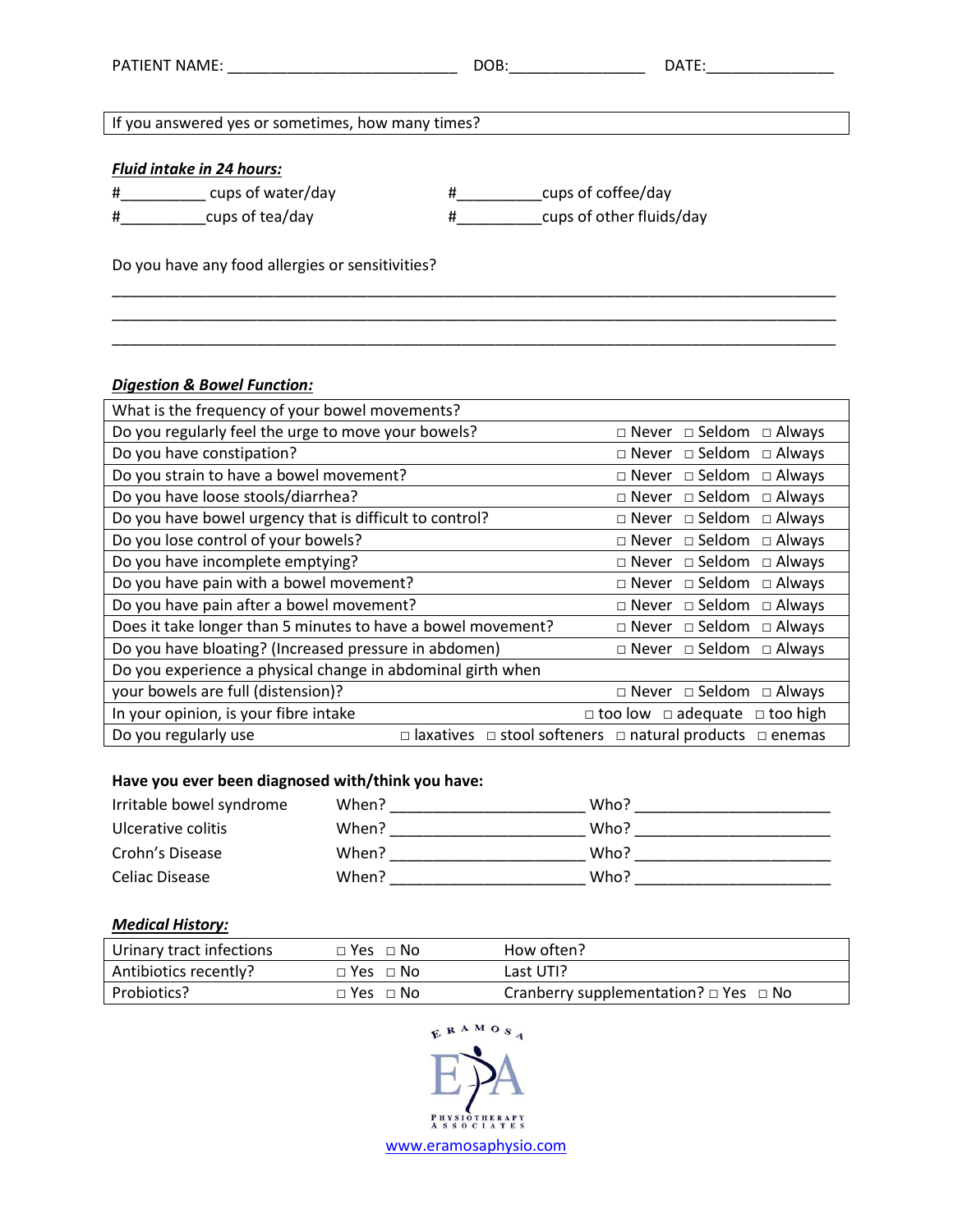PATIENT NAME: ___________________________ DOB:________________ DATE:_______________

| If you answered yes or sometimes, how many times? |
|---|

***Fluid intake in 24 hours:***

#__________ cups of water/day #__________cups of coffee/day

#__________cups of tea/day #__________cups of other fluids/day

Do you have any food allergies or sensitivities?

_________________________________________________________________________________________

_________________________________________________________________________________________

_________________________________________________________________________________________

***Digestion & Bowel Function:***

| What is the frequency of your bowel movements? | |
|---|---|
| Do you regularly feel the urge to move your bowels? | □ Never □ Seldom □ Always |
| Do you have constipation? | □ Never □ Seldom □ Always |
| Do you strain to have a bowel movement? | □ Never □ Seldom □ Always |
| Do you have loose stools/diarrhea? | □ Never □ Seldom □ Always |
| Do you have bowel urgency that is difficult to control? | □ Never □ Seldom □ Always |
| Do you lose control of your bowels? | □ Never □ Seldom □ Always |
| Do you have incomplete emptying? | □ Never □ Seldom □ Always |
| Do you have pain with a bowel movement? | □ Never □ Seldom □ Always |
| Do you have pain after a bowel movement? | □ Never □ Seldom □ Always |
| Does it take longer than 5 minutes to have a bowel movement? | □ Never □ Seldom □ Always |
| Do you have bloating? (Increased pressure in abdomen) | □ Never □ Seldom □ Always |
| Do you experience a physical change in abdominal girth when your bowels are full (distension)? | □ Never □ Seldom □ Always |
| In your opinion, is your fibre intake | □ too low □ adequate □ too high |
| Do you regularly use | □ laxatives □ stool softeners □ natural products □ enemas |

**Have you ever been diagnosed with/think you have:**

Irritable bowel syndrome When? ______________________ Who? ______________________

Ulcerative colitis When? ______________________ Who? ______________________

Crohn's Disease When? ______________________ Who? ______________________

Celiac Disease When? ______________________ Who? ______________________

***Medical History:***

| Urinary tract infections | □ Yes □ No | How often? |
|---|---|---|
| Antibiotics recently? | □ Yes □ No | Last UTI? |
| Probiotics? | □ Yes □ No | Cranberry supplementation? □ Yes □ No |

ERAMOSA PHYSIOTHERAPY ASSOCIATES

www.eramosaphysio.com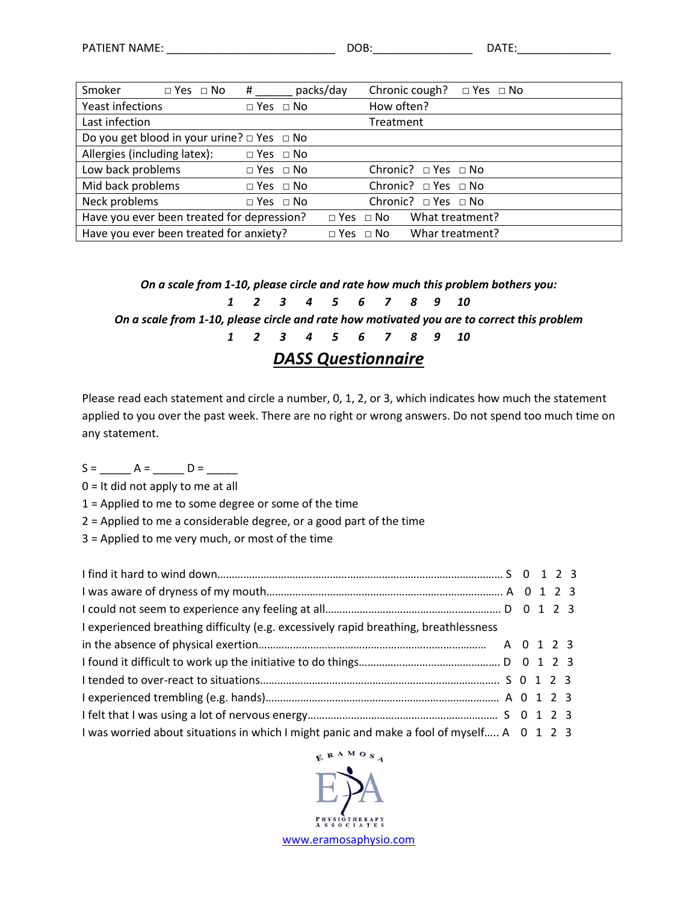PATIENT NAME: ___________________________ DOB:________________ DATE:_______________

| | | |
|---|---|---|
| Smoker □ Yes □ No | # ______ packs/day | Chronic cough? □ Yes □ No |
| Yeast infections | □ Yes □ No | How often? |
| Last infection | | Treatment |
| Do you get blood in your urine? □ Yes □ No | | |
| Allergies (including latex): | □ Yes □ No | |
| Low back problems | □ Yes □ No | Chronic? □ Yes □ No |
| Mid back problems | □ Yes □ No | Chronic? □ Yes □ No |
| Neck problems | □ Yes □ No | Chronic? □ Yes □ No |
| Have you ever been treated for depression? | □ Yes □ No | What treatment? |
| Have you ever been treated for anxiety? | □ Yes □ No | Whar treatment? |

***On a scale from 1-10, please circle and rate how much this problem bothers you:***

***1 2 3 4 5 6 7 8 9 10***

***On a scale from 1-10, please circle and rate how motivated you are to correct this problem***

***1 2 3 4 5 6 7 8 9 10***

## ***DASS Questionnaire***

Please read each statement and circle a number, 0, 1, 2, or 3, which indicates how much the statement applied to you over the past week. There are no right or wrong answers. Do not spend too much time on any statement.

S = _____ A = _____ D = _____

0 = It did not apply to me at all

1 = Applied to me to some degree or some of the time

2 = Applied to me a considerable degree, or a good part of the time

3 = Applied to me very much, or most of the time

I find it hard to wind down……………………………………………………………………………………… S 0 1 2 3

I was aware of dryness of my mouth………………………………………………………………………. A 0 1 2 3

I could not seem to experience any feeling at all………………………………………………… D 0 1 2 3

I experienced breathing difficulty (e.g. excessively rapid breathing, breathlessness in the absence of physical exertion…………………………………………………………………… A 0 1 2 3

I found it difficult to work up the initiative to do things………………………………………… D 0 1 2 3

I tended to over-react to situations……………………………………………………………………… S 0 1 2 3

I experienced trembling (e.g. hands)…………………………………………………………………… A 0 1 2 3

I felt that I was using a lot of nervous energy……………………………………………………… S 0 1 2 3

I was worried about situations in which I might panic and make a fool of myself….. A 0 1 2 3

ERAMOSA PHYSIOTHERAPY ASSOCIATES

www.eramosaphysio.com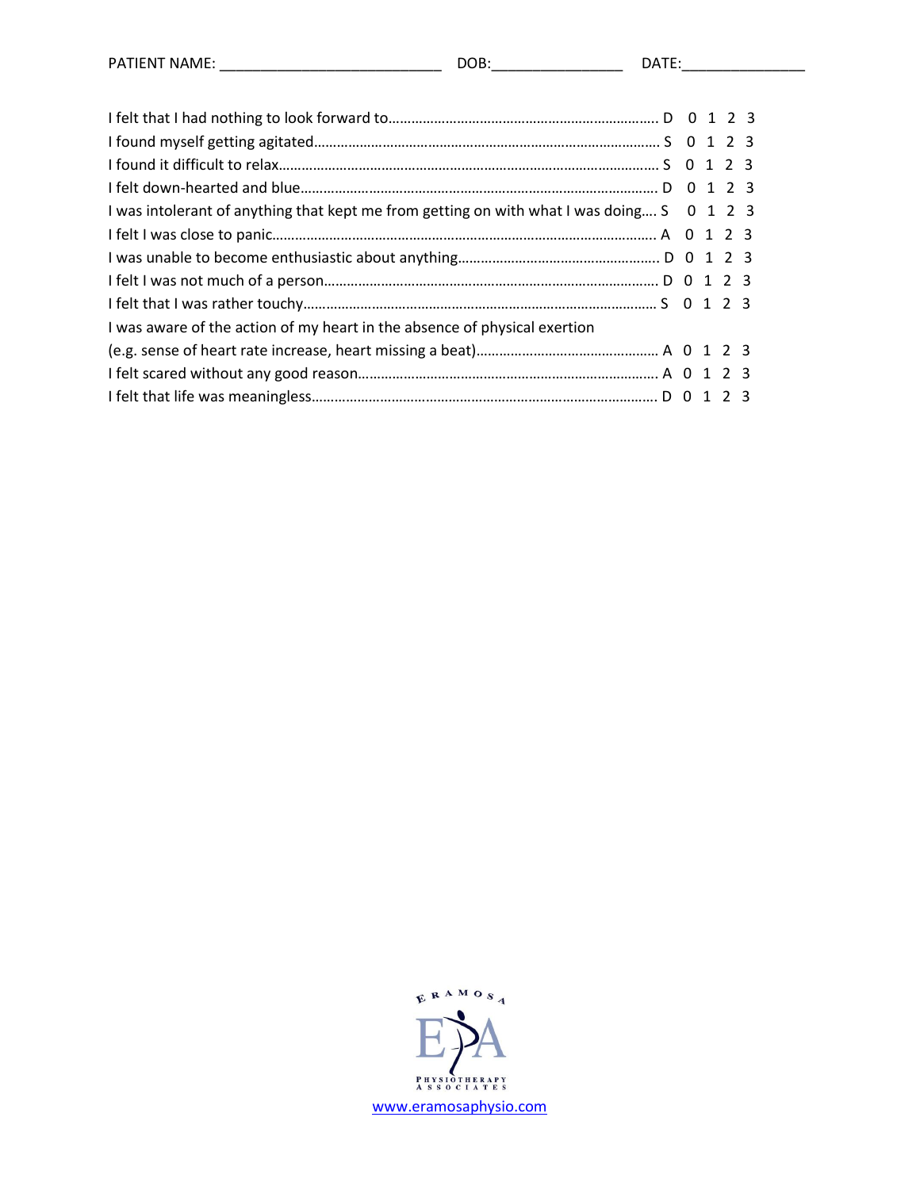PATIENT NAME: ___________________________ DOB:________________ DATE:_______________

I felt that I had nothing to look forward to…………………………………………………………… D 0 1 2 3

I found myself getting agitated……………………………………………………………………………… S 0 1 2 3

I found it difficult to relax……………………………………………………………………………………… S 0 1 2 3

I felt down-hearted and blue………………………………………………………………………………… D 0 1 2 3

I was intolerant of anything that kept me from getting on with what I was doing…. S 0 1 2 3

I felt I was close to panic………………………………………………………………………………………. A 0 1 2 3

I was unable to become enthusiastic about anything……………………………………………… D 0 1 2 3

I felt I was not much of a person…………………………………………………………………………… D 0 1 2 3

I felt that I was rather touchy…………………………………………………………………………………. S 0 1 2 3

I was aware of the action of my heart in the absence of physical exertion
(e.g. sense of heart rate increase, heart missing a beat)………………………………………… A 0 1 2 3

I felt scared without any good reason…………………………………………………………………… A 0 1 2 3

I felt that life was meaningless………………………………………………………………………………. D 0 1 2 3

ERAMOSA PHYSIOTHERAPY ASSOCIATES

www.eramosaphysio.com